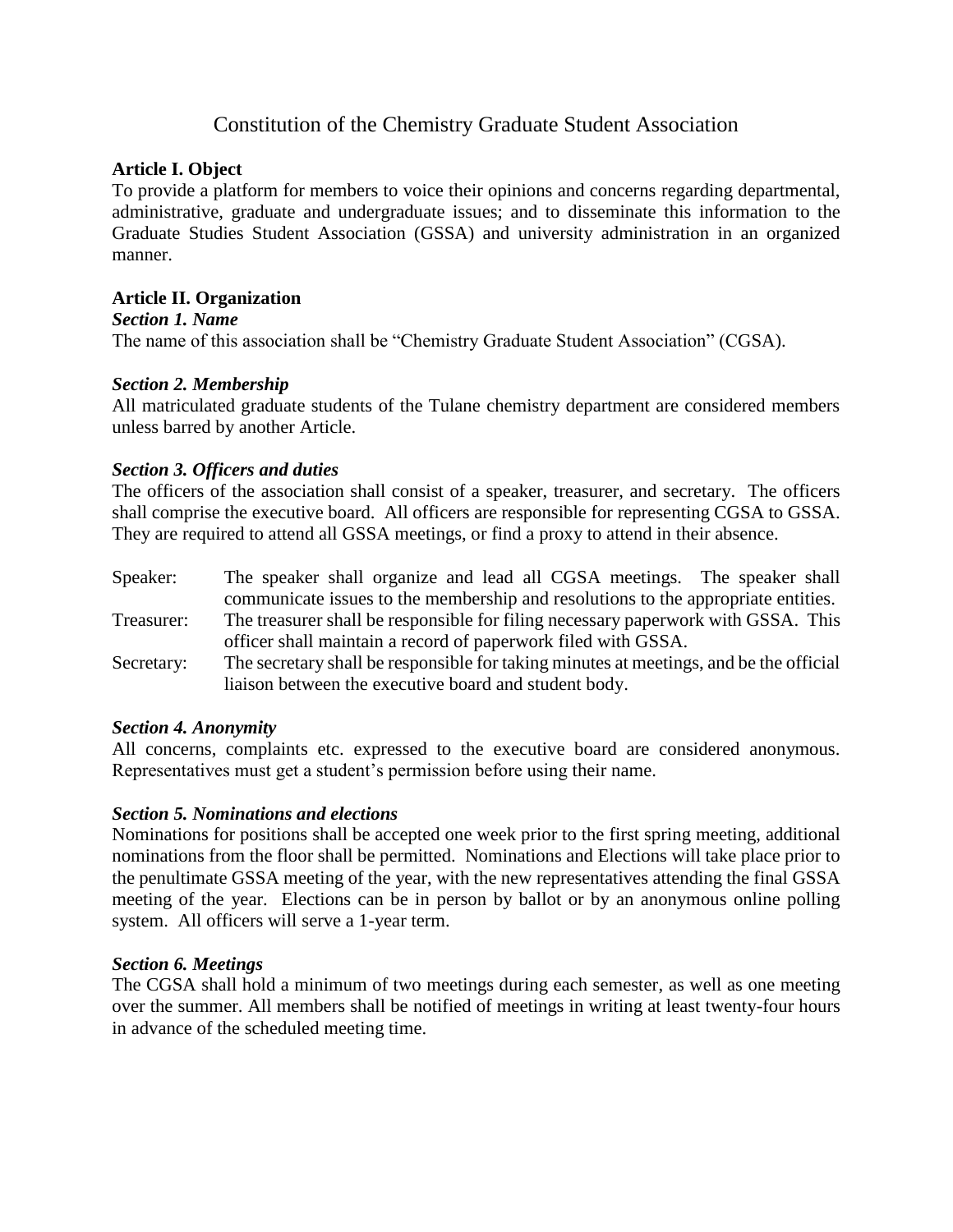# Constitution of the Chemistry Graduate Student Association

## Article I. Object

To provide a platform for members to voice their opinions and concerns regarding departmental, administrative, graduate and undergraduate issues; and to disseminate this information to the Graduate Studies Student Association (GSSA) and university administration in an organized manner.

## Article II. Organization

### *Section 1. Name*

The name of this association shall be "Chemistry Graduate Student Association" (CGSA).

### *Section 2. Membership*

All matriculated graduate students of the Tulane chemistry department are considered members unless barred by another Article.

### *Section 3. Officers and duties*

The officers of the association shall consist of a speaker, treasurer, and secretary. The officers shall comprise the executive board. All officers are responsible for representing CGSA to GSSA. They are required to attend all GSSA meetings, or find a proxy to attend in their absence.

Speaker: The speaker shall organize and lead all CGSA meetings. The speaker shall communicate issues to the membership and resolutions to the appropriate entities.

Treasurer: The treasurer shall be responsible for filing necessary paperwork with GSSA. This officer shall maintain a record of paperwork filed with GSSA.

Secretary: The secretary shall be responsible for taking minutes at meetings, and be the official liaison between the executive board and student body.

### *Section 4. Anonymity*

All concerns, complaints etc. expressed to the executive board are considered anonymous. Representatives must get a student's permission before using their name.

### *Section 5. Nominations and elections*

Nominations for positions shall be accepted one week prior to the first spring meeting, additional nominations from the floor shall be permitted. Nominations and Elections will take place prior to the penultimate GSSA meeting of the year, with the new representatives attending the final GSSA meeting of the year. Elections can be in person by ballot or by an anonymous online polling system. All officers will serve a 1-year term.

### *Section 6. Meetings*

The CGSA shall hold a minimum of two meetings during each semester, as well as one meeting over the summer. All members shall be notified of meetings in writing at least twenty-four hours in advance of the scheduled meeting time.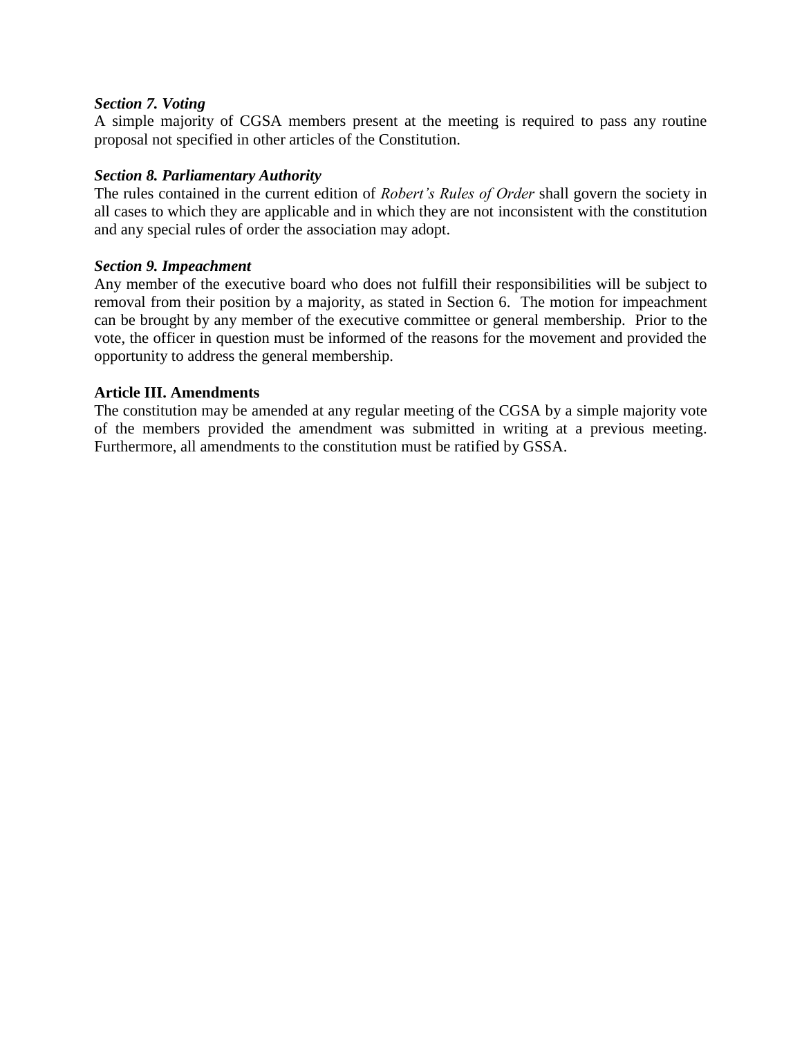***Section 7. Voting***

A simple majority of CGSA members present at the meeting is required to pass any routine proposal not specified in other articles of the Constitution.

***Section 8. Parliamentary Authority***

The rules contained in the current edition of *Robert's Rules of Order* shall govern the society in all cases to which they are applicable and in which they are not inconsistent with the constitution and any special rules of order the association may adopt.

***Section 9. Impeachment***

Any member of the executive board who does not fulfill their responsibilities will be subject to removal from their position by a majority, as stated in Section 6. The motion for impeachment can be brought by any member of the executive committee or general membership. Prior to the vote, the officer in question must be informed of the reasons for the movement and provided the opportunity to address the general membership.

**Article III. Amendments**

The constitution may be amended at any regular meeting of the CGSA by a simple majority vote of the members provided the amendment was submitted in writing at a previous meeting. Furthermore, all amendments to the constitution must be ratified by GSSA.